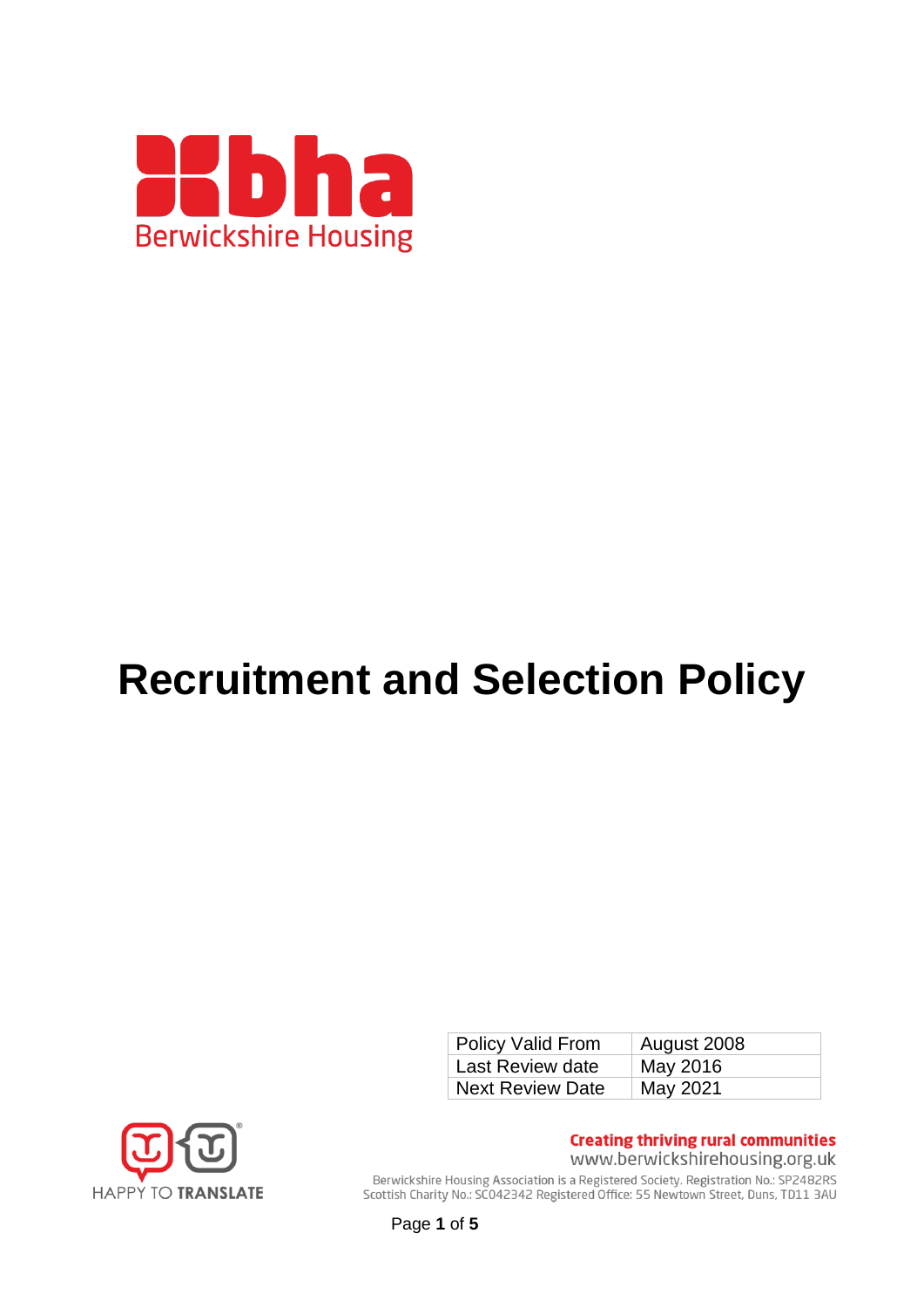Berwickshire Housing

# Recruitment and Selection Policy

| Policy Valid From | August 2008 |
| --- | --- |
| Last Review date | May 2016 |
| Next Review Date | May 2021 |

HAPPY TO TRANSLATE

**Creating thriving rural communities**
www.berwickshirehousing.org.uk
Berwickshire Housing Association is a Registered Society. Registration No.: SP2482RS
Scottish Charity No.: SC042342 Registered Office: 55 Newtown Street, Duns, TD11 3AU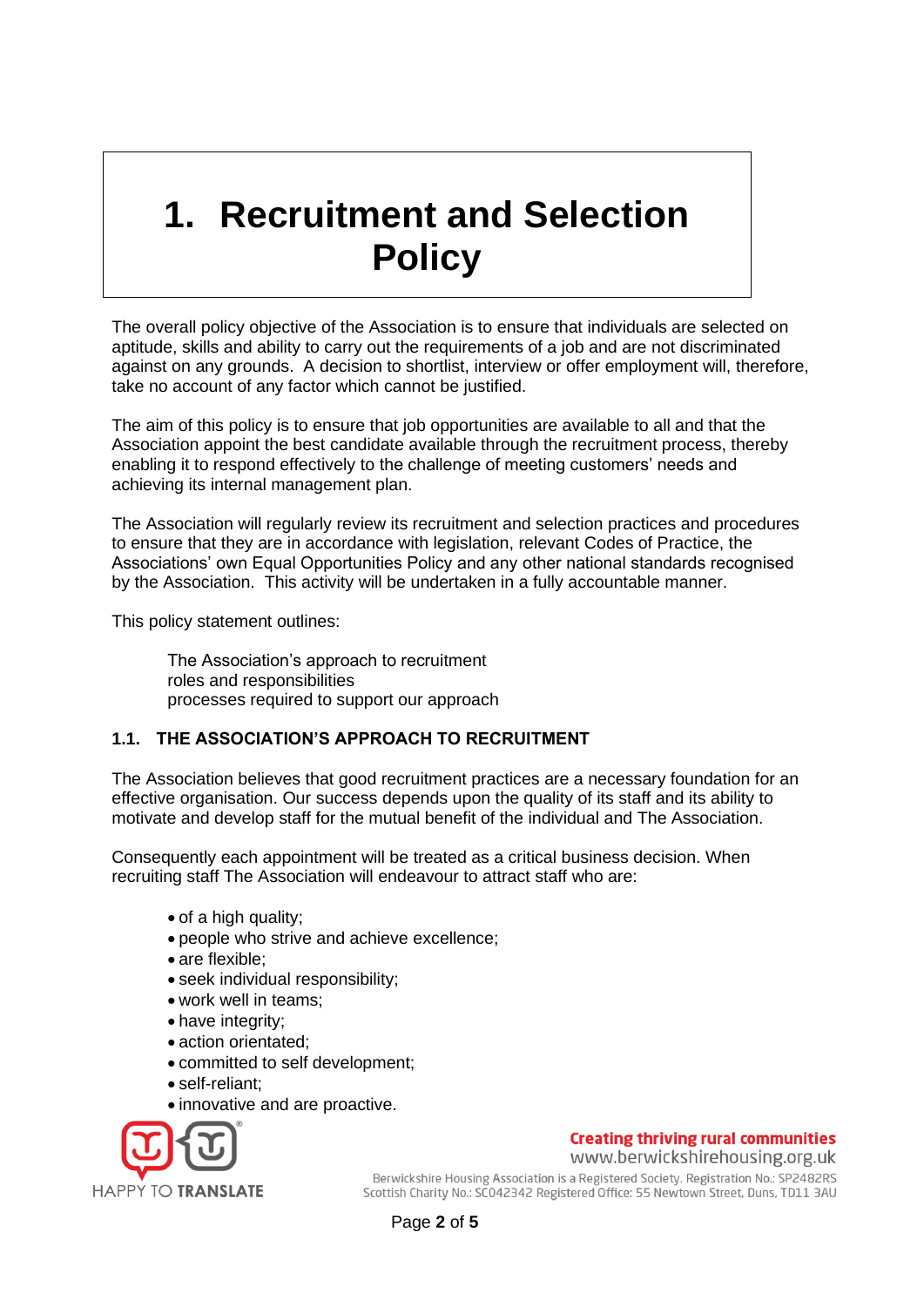# 1. Recruitment and Selection Policy

The overall policy objective of the Association is to ensure that individuals are selected on aptitude, skills and ability to carry out the requirements of a job and are not discriminated against on any grounds. A decision to shortlist, interview or offer employment will, therefore, take no account of any factor which cannot be justified.

The aim of this policy is to ensure that job opportunities are available to all and that the Association appoint the best candidate available through the recruitment process, thereby enabling it to respond effectively to the challenge of meeting customers' needs and achieving its internal management plan.

The Association will regularly review its recruitment and selection practices and procedures to ensure that they are in accordance with legislation, relevant Codes of Practice, the Associations' own Equal Opportunities Policy and any other national standards recognised by the Association. This activity will be undertaken in a fully accountable manner.

This policy statement outlines:

The Association's approach to recruitment
roles and responsibilities
processes required to support our approach

### 1.1. THE ASSOCIATION'S APPROACH TO RECRUITMENT

The Association believes that good recruitment practices are a necessary foundation for an effective organisation. Our success depends upon the quality of its staff and its ability to motivate and develop staff for the mutual benefit of the individual and The Association.

Consequently each appointment will be treated as a critical business decision. When recruiting staff The Association will endeavour to attract staff who are:

- of a high quality;
- people who strive and achieve excellence;
- are flexible;
- seek individual responsibility;
- work well in teams;
- have integrity;
- action orientated;
- committed to self development;
- self-reliant;
- innovative and are proactive.

HAPPY TO TRANSLATE

Creating thriving rural communities
www.berwickshirehousing.org.uk
Berwickshire Housing Association is a Registered Society. Registration No.: SP2482RS
Scottish Charity No.: SC042342 Registered Office: 55 Newtown Street, Duns, TD11 3AU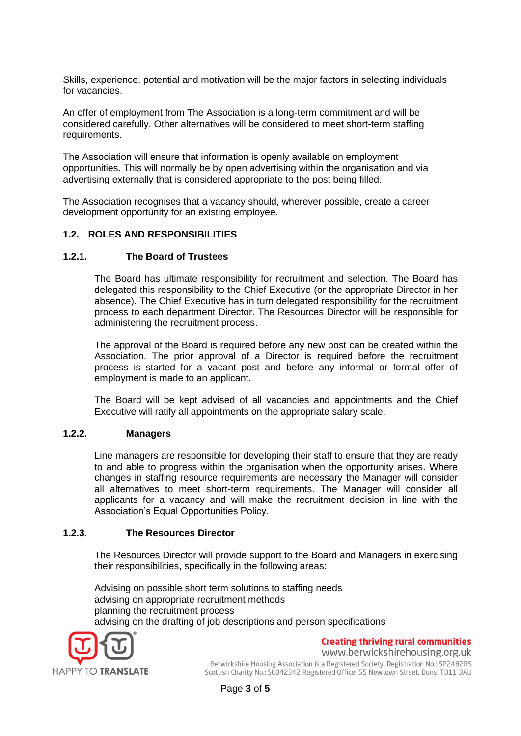Skills, experience, potential and motivation will be the major factors in selecting individuals for vacancies.

An offer of employment from The Association is a long-term commitment and will be considered carefully. Other alternatives will be considered to meet short-term staffing requirements.

The Association will ensure that information is openly available on employment opportunities. This will normally be by open advertising within the organisation and via advertising externally that is considered appropriate to the post being filled.

The Association recognises that a vacancy should, wherever possible, create a career development opportunity for an existing employee.

## 1.2. ROLES AND RESPONSIBILITIES

### 1.2.1. The Board of Trustees

The Board has ultimate responsibility for recruitment and selection. The Board has delegated this responsibility to the Chief Executive (or the appropriate Director in her absence). The Chief Executive has in turn delegated responsibility for the recruitment process to each department Director. The Resources Director will be responsible for administering the recruitment process.

The approval of the Board is required before any new post can be created within the Association. The prior approval of a Director is required before the recruitment process is started for a vacant post and before any informal or formal offer of employment is made to an applicant.

The Board will be kept advised of all vacancies and appointments and the Chief Executive will ratify all appointments on the appropriate salary scale.

### 1.2.2. Managers

Line managers are responsible for developing their staff to ensure that they are ready to and able to progress within the organisation when the opportunity arises. Where changes in staffing resource requirements are necessary the Manager will consider all alternatives to meet short-term requirements. The Manager will consider all applicants for a vacancy and will make the recruitment decision in line with the Association's Equal Opportunities Policy.

### 1.2.3. The Resources Director

The Resources Director will provide support to the Board and Managers in exercising their responsibilities, specifically in the following areas:

Advising on possible short term solutions to staffing needs
advising on appropriate recruitment methods
planning the recruitment process
advising on the drafting of job descriptions and person specifications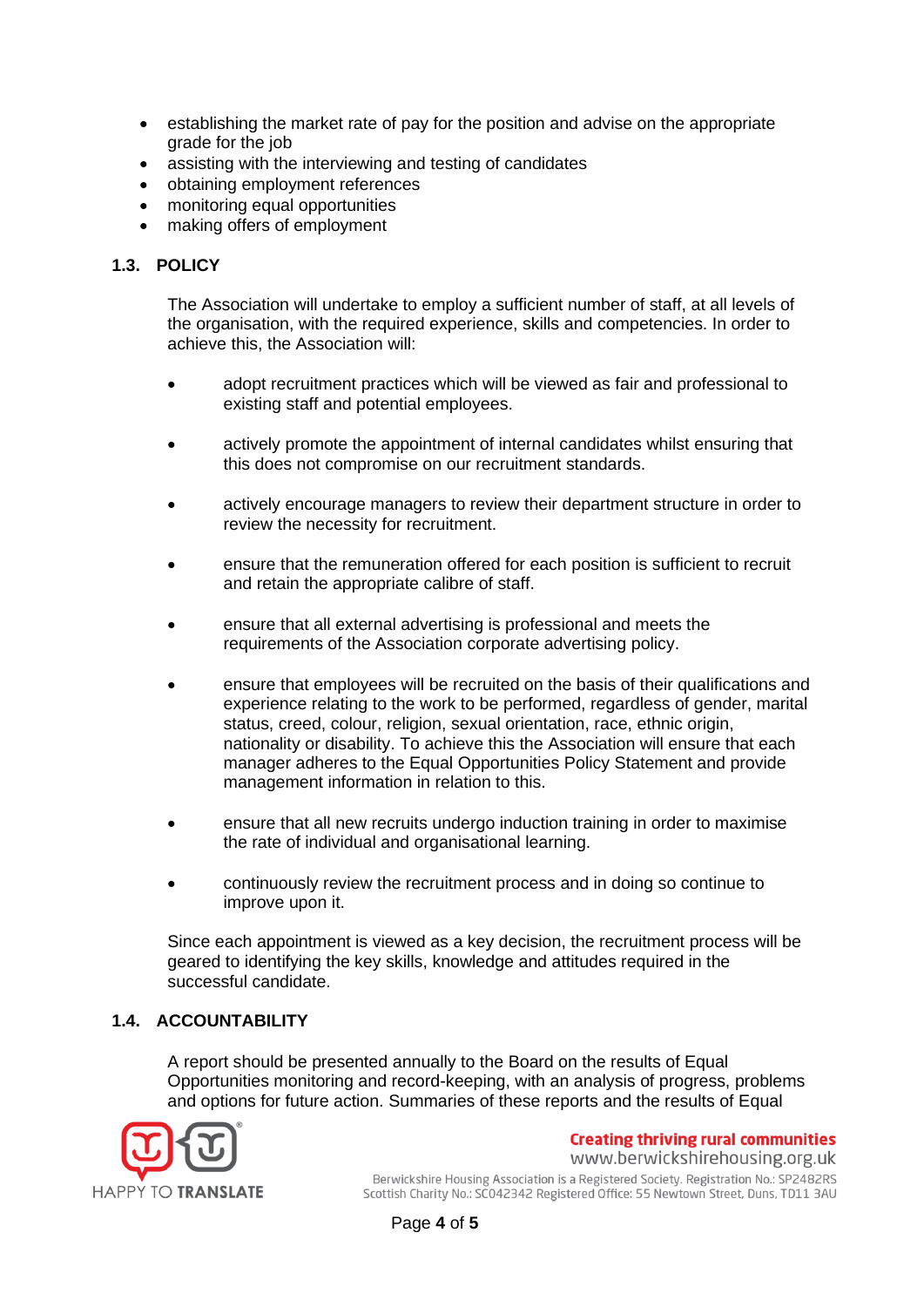- establishing the market rate of pay for the position and advise on the appropriate grade for the job
- assisting with the interviewing and testing of candidates
- obtaining employment references
- monitoring equal opportunities
- making offers of employment

## 1.3. POLICY

The Association will undertake to employ a sufficient number of staff, at all levels of the organisation, with the required experience, skills and competencies. In order to achieve this, the Association will:

- adopt recruitment practices which will be viewed as fair and professional to existing staff and potential employees.
- actively promote the appointment of internal candidates whilst ensuring that this does not compromise on our recruitment standards.
- actively encourage managers to review their department structure in order to review the necessity for recruitment.
- ensure that the remuneration offered for each position is sufficient to recruit and retain the appropriate calibre of staff.
- ensure that all external advertising is professional and meets the requirements of the Association corporate advertising policy.
- ensure that employees will be recruited on the basis of their qualifications and experience relating to the work to be performed, regardless of gender, marital status, creed, colour, religion, sexual orientation, race, ethnic origin, nationality or disability. To achieve this the Association will ensure that each manager adheres to the Equal Opportunities Policy Statement and provide management information in relation to this.
- ensure that all new recruits undergo induction training in order to maximise the rate of individual and organisational learning.
- continuously review the recruitment process and in doing so continue to improve upon it.

Since each appointment is viewed as a key decision, the recruitment process will be geared to identifying the key skills, knowledge and attitudes required in the successful candidate.

## 1.4. ACCOUNTABILITY

A report should be presented annually to the Board on the results of Equal Opportunities monitoring and record-keeping, with an analysis of progress, problems and options for future action. Summaries of these reports and the results of Equal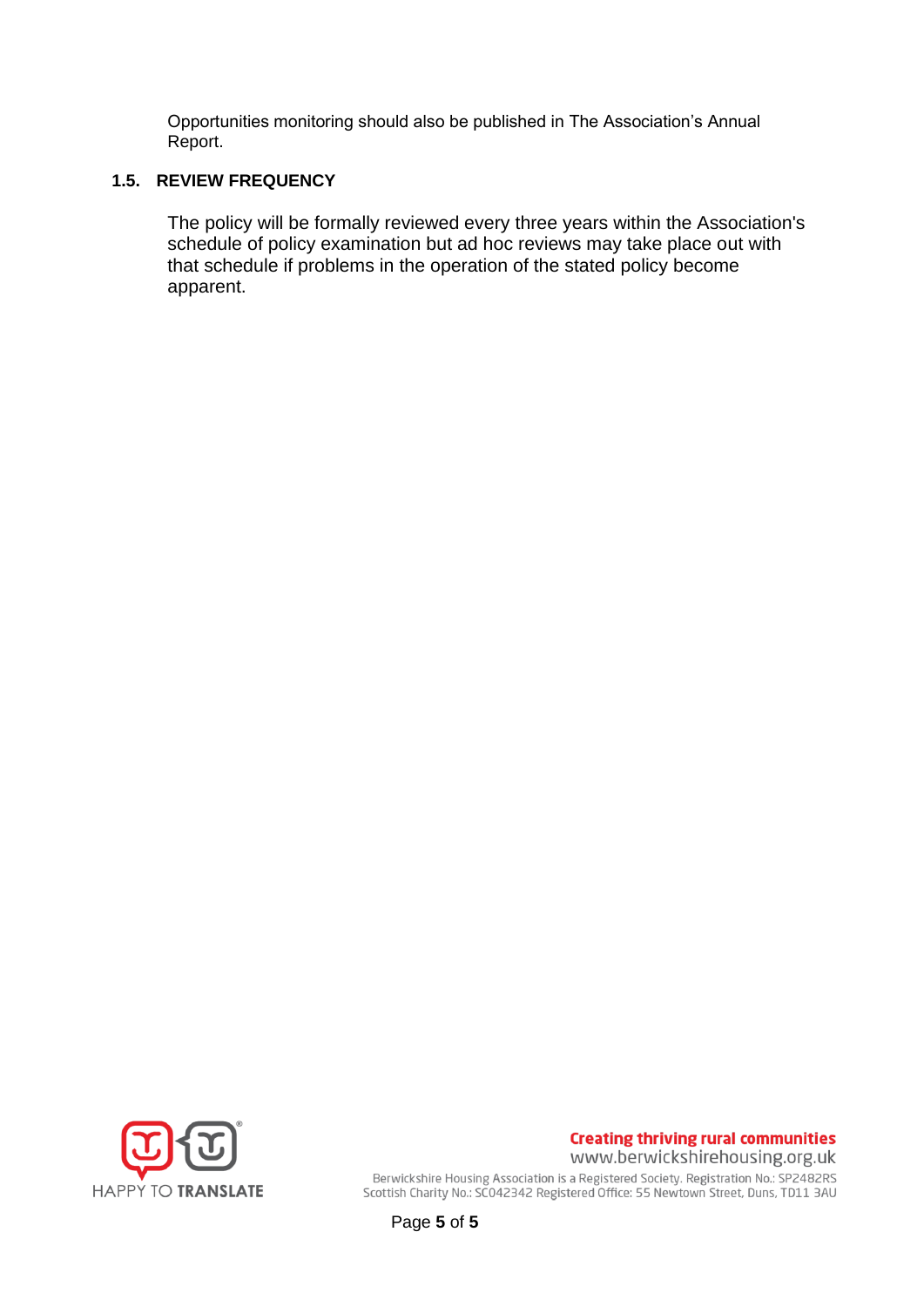Opportunities monitoring should also be published in The Association's Annual Report.

### 1.5. REVIEW FREQUENCY

The policy will be formally reviewed every three years within the Association's schedule of policy examination but ad hoc reviews may take place out with that schedule if problems in the operation of the stated policy become apparent.